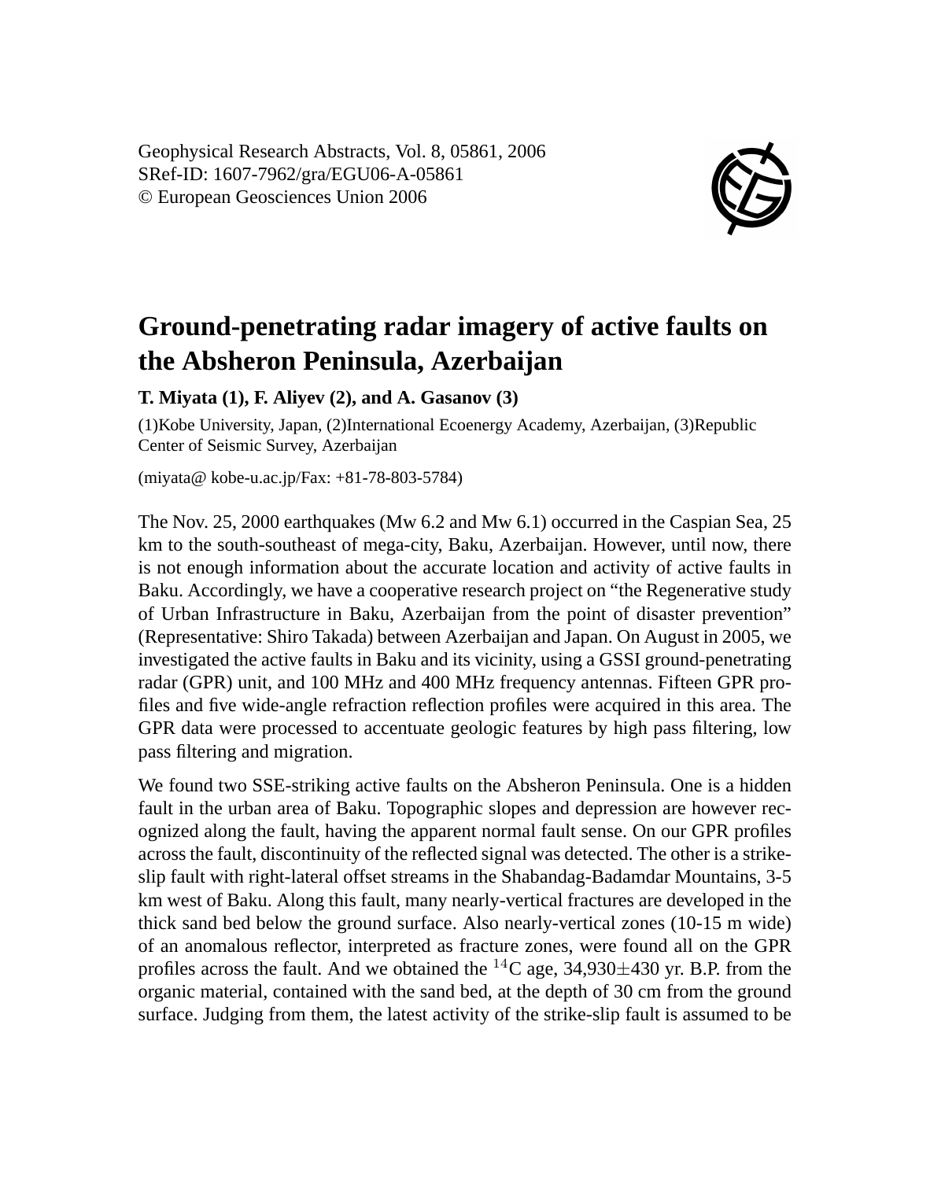Geophysical Research Abstracts, Vol. 8, 05861, 2006
SRef-ID: 1607-7962/gra/EGU06-A-05861
© European Geosciences Union 2006

# Ground-penetrating radar imagery of active faults on the Absheron Peninsula, Azerbaijan

**T. Miyata (1), F. Aliyev (2), and A. Gasanov (3)**

(1)Kobe University, Japan, (2)International Ecoenergy Academy, Azerbaijan, (3)Republic Center of Seismic Survey, Azerbaijan

(miyata@ kobe-u.ac.jp/Fax: +81-78-803-5784)

The Nov. 25, 2000 earthquakes (Mw 6.2 and Mw 6.1) occurred in the Caspian Sea, 25 km to the south-southeast of mega-city, Baku, Azerbaijan. However, until now, there is not enough information about the accurate location and activity of active faults in Baku. Accordingly, we have a cooperative research project on "the Regenerative study of Urban Infrastructure in Baku, Azerbaijan from the point of disaster prevention" (Representative: Shiro Takada) between Azerbaijan and Japan. On August in 2005, we investigated the active faults in Baku and its vicinity, using a GSSI ground-penetrating radar (GPR) unit, and 100 MHz and 400 MHz frequency antennas. Fifteen GPR profiles and five wide-angle refraction reflection profiles were acquired in this area. The GPR data were processed to accentuate geologic features by high pass filtering, low pass filtering and migration.

We found two SSE-striking active faults on the Absheron Peninsula. One is a hidden fault in the urban area of Baku. Topographic slopes and depression are however recognized along the fault, having the apparent normal fault sense. On our GPR profiles across the fault, discontinuity of the reflected signal was detected. The other is a strike-slip fault with right-lateral offset streams in the Shabandag-Badamdar Mountains, 3-5 km west of Baku. Along this fault, many nearly-vertical fractures are developed in the thick sand bed below the ground surface. Also nearly-vertical zones (10-15 m wide) of an anomalous reflector, interpreted as fracture zones, were found all on the GPR profiles across the fault. And we obtained the $^{14}$C age, 34,930±430 yr. B.P. from the organic material, contained with the sand bed, at the depth of 30 cm from the ground surface. Judging from them, the latest activity of the strike-slip fault is assumed to be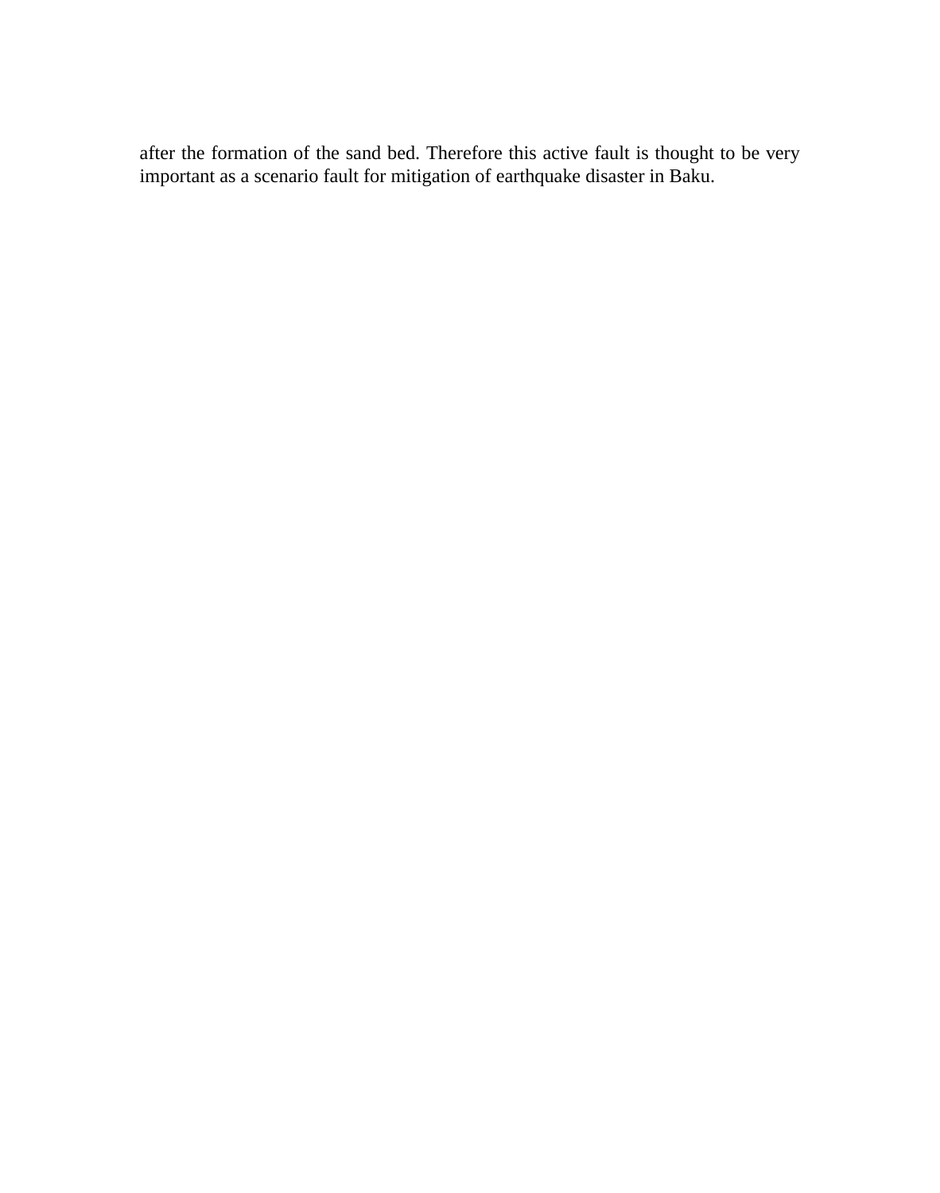after the formation of the sand bed. Therefore this active fault is thought to be very important as a scenario fault for mitigation of earthquake disaster in Baku.